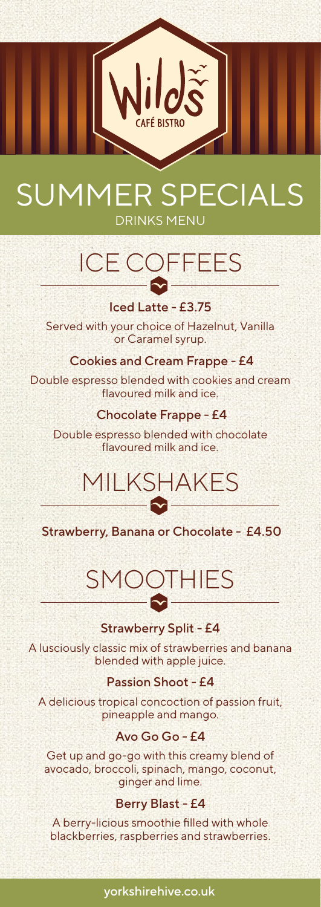Wilds
CAFÉ BISTRO

# SUMMER SPECIALS

DRINKS MENU

## ICE COFFEES

### Iced Latte - £3.75

Served with your choice of Hazelnut, Vanilla or Caramel syrup.

### Cookies and Cream Frappe - £4

Double espresso blended with cookies and cream flavoured milk and ice.

### Chocolate Frappe - £4

Double espresso blended with chocolate flavoured milk and ice.

## MILKSHAKES

### Strawberry, Banana or Chocolate - £4.50

## SMOOTHIES

### Strawberry Split - £4

A lusciously classic mix of strawberries and banana blended with apple juice.

### Passion Shoot - £4

A delicious tropical concoction of passion fruit, pineapple and mango.

### Avo Go Go - £4

Get up and go-go with this creamy blend of avocado, broccoli, spinach, mango, coconut, ginger and lime.

### Berry Blast - £4

A berry-licious smoothie filled with whole blackberries, raspberries and strawberries.

yorkshirehive.co.uk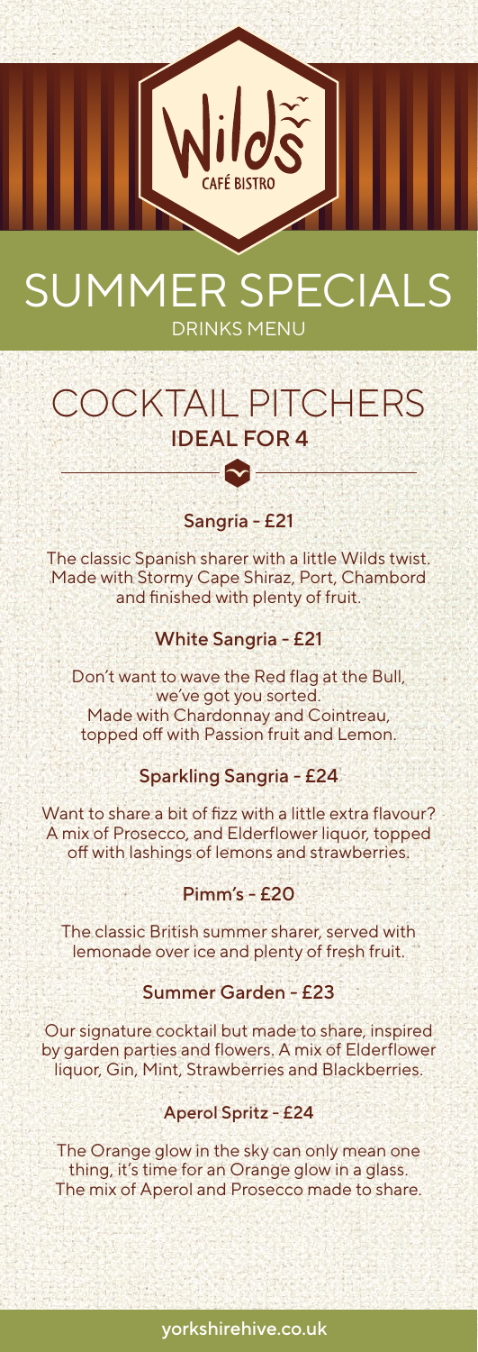Wilds
CAFÉ BISTRO

# SUMMER SPECIALS

DRINKS MENU

## COCKTAIL PITCHERS

**IDEAL FOR 4**

### Sangria - £21

The classic Spanish sharer with a little Wilds twist. Made with Stormy Cape Shiraz, Port, Chambord and finished with plenty of fruit.

### White Sangria - £21

Don't want to wave the Red flag at the Bull, we've got you sorted.
Made with Chardonnay and Cointreau, topped off with Passion fruit and Lemon.

### Sparkling Sangria - £24

Want to share a bit of fizz with a little extra flavour? A mix of Prosecco, and Elderflower liquor, topped off with lashings of lemons and strawberries.

### Pimm's - £20

The classic British summer sharer, served with lemonade over ice and plenty of fresh fruit.

### Summer Garden - £23

Our signature cocktail but made to share, inspired by garden parties and flowers. A mix of Elderflower liquor, Gin, Mint, Strawberries and Blackberries.

### Aperol Spritz - £24

The Orange glow in the sky can only mean one thing, it's time for an Orange glow in a glass. The mix of Aperol and Prosecco made to share.

yorkshirehive.co.uk